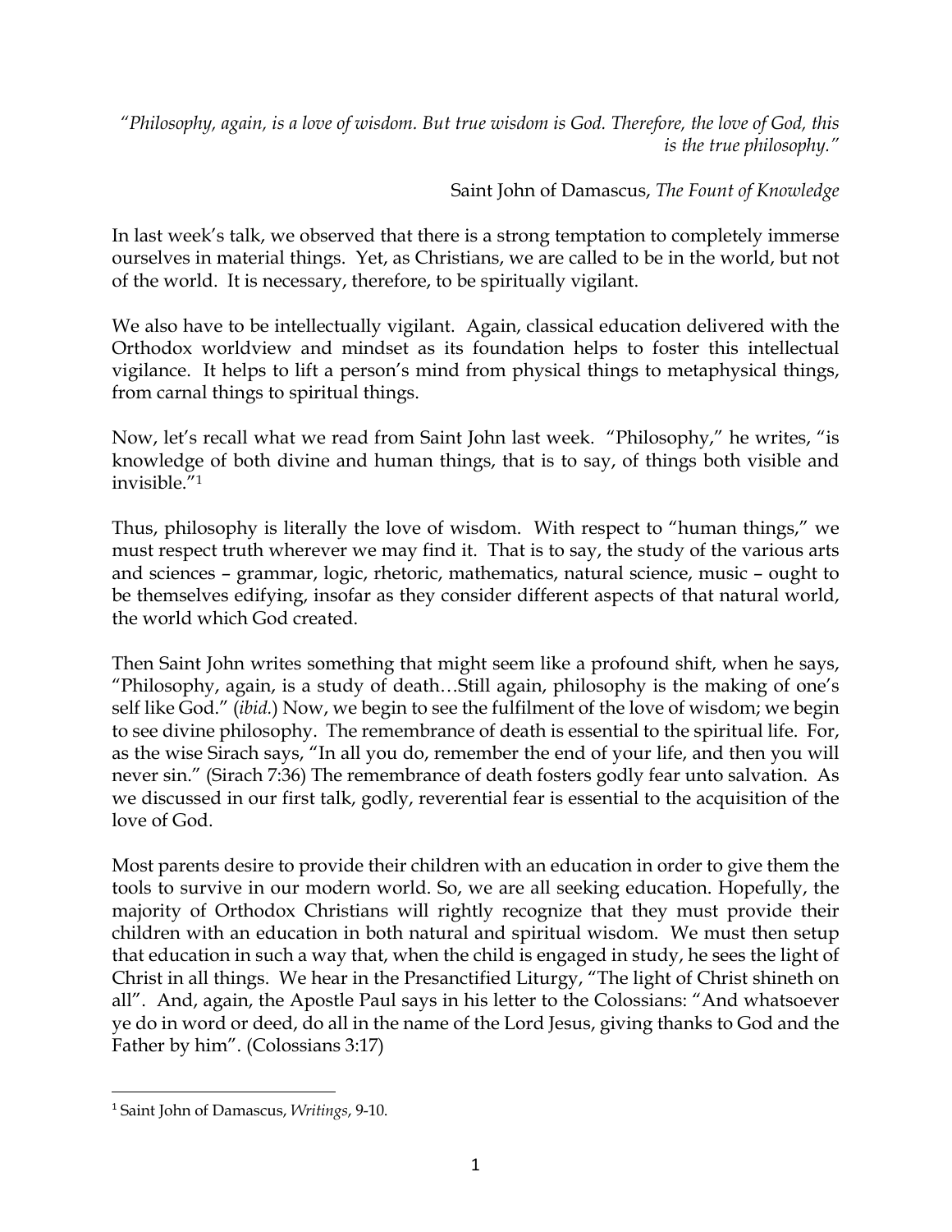*"Philosophy, again, is a love of wisdom. But true wisdom is God. Therefore, the love of God, this is the true philosophy."*

Saint John of Damascus, *The Fount of Knowledge*

In last week's talk, we observed that there is a strong temptation to completely immerse ourselves in material things. Yet, as Christians, we are called to be in the world, but not of the world. It is necessary, therefore, to be spiritually vigilant.

We also have to be intellectually vigilant. Again, classical education delivered with the Orthodox worldview and mindset as its foundation helps to foster this intellectual vigilance. It helps to lift a person's mind from physical things to metaphysical things, from carnal things to spiritual things.

Now, let's recall what we read from Saint John last week. "Philosophy," he writes, "is knowledge of both divine and human things, that is to say, of things both visible and invisible."[1]

Thus, philosophy is literally the love of wisdom. With respect to "human things," we must respect truth wherever we may find it. That is to say, the study of the various arts and sciences – grammar, logic, rhetoric, mathematics, natural science, music – ought to be themselves edifying, insofar as they consider different aspects of that natural world, the world which God created.

Then Saint John writes something that might seem like a profound shift, when he says, "Philosophy, again, is a study of death…Still again, philosophy is the making of one's self like God." (*ibid.*) Now, we begin to see the fulfilment of the love of wisdom; we begin to see divine philosophy. The remembrance of death is essential to the spiritual life. For, as the wise Sirach says, "In all you do, remember the end of your life, and then you will never sin." (Sirach 7:36) The remembrance of death fosters godly fear unto salvation. As we discussed in our first talk, godly, reverential fear is essential to the acquisition of the love of God.

Most parents desire to provide their children with an education in order to give them the tools to survive in our modern world. So, we are all seeking education. Hopefully, the majority of Orthodox Christians will rightly recognize that they must provide their children with an education in both natural and spiritual wisdom. We must then setup that education in such a way that, when the child is engaged in study, he sees the light of Christ in all things. We hear in the Presanctified Liturgy, "The light of Christ shineth on all". And, again, the Apostle Paul says in his letter to the Colossians: "And whatsoever ye do in word or deed, do all in the name of the Lord Jesus, giving thanks to God and the Father by him". (Colossians 3:17)

---

[1] Saint John of Damascus, *Writings*, 9-10.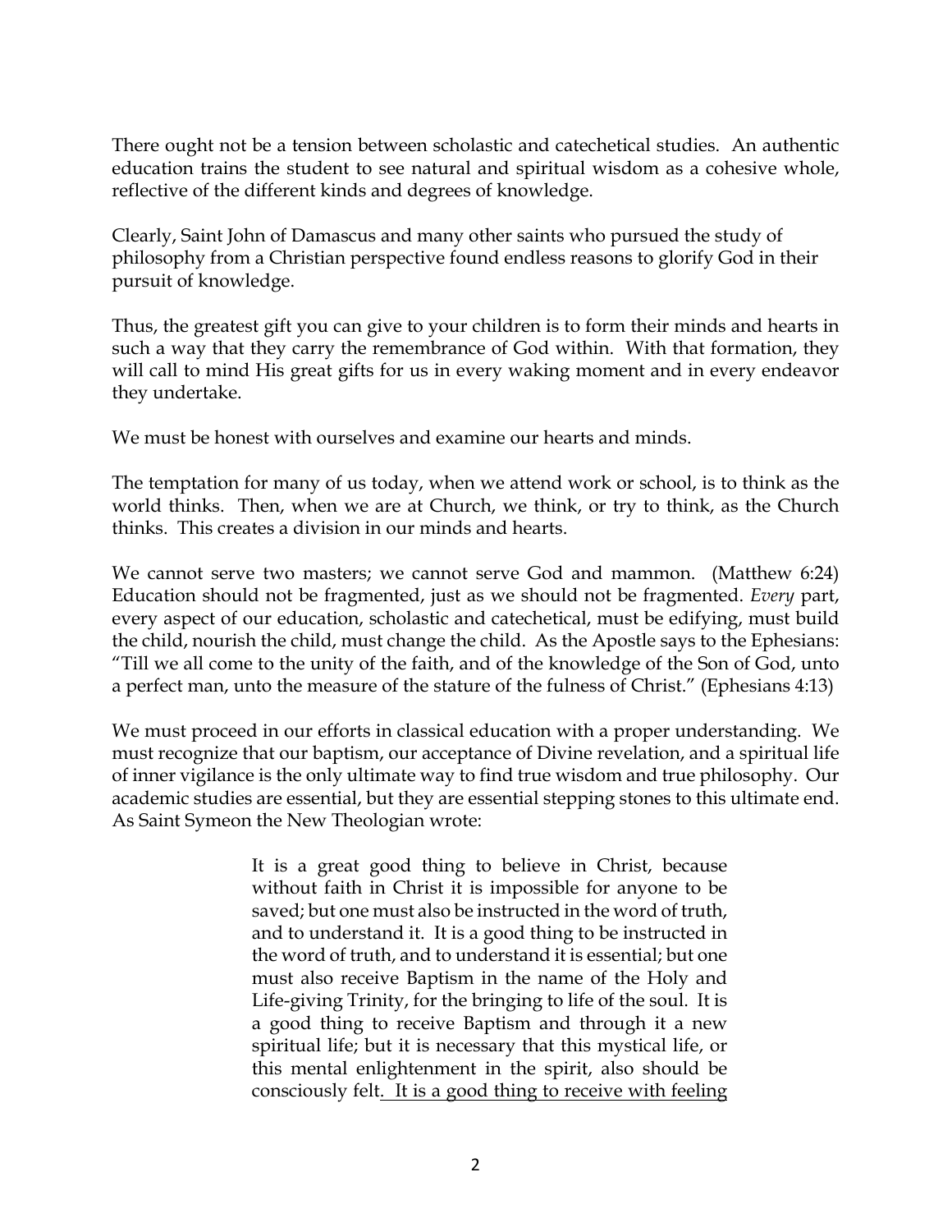There ought not be a tension between scholastic and catechetical studies. An authentic education trains the student to see natural and spiritual wisdom as a cohesive whole, reflective of the different kinds and degrees of knowledge.

Clearly, Saint John of Damascus and many other saints who pursued the study of philosophy from a Christian perspective found endless reasons to glorify God in their pursuit of knowledge.

Thus, the greatest gift you can give to your children is to form their minds and hearts in such a way that they carry the remembrance of God within. With that formation, they will call to mind His great gifts for us in every waking moment and in every endeavor they undertake.

We must be honest with ourselves and examine our hearts and minds.

The temptation for many of us today, when we attend work or school, is to think as the world thinks. Then, when we are at Church, we think, or try to think, as the Church thinks. This creates a division in our minds and hearts.

We cannot serve two masters; we cannot serve God and mammon. (Matthew 6:24) Education should not be fragmented, just as we should not be fragmented. *Every* part, every aspect of our education, scholastic and catechetical, must be edifying, must build the child, nourish the child, must change the child. As the Apostle says to the Ephesians: "Till we all come to the unity of the faith, and of the knowledge of the Son of God, unto a perfect man, unto the measure of the stature of the fulness of Christ." (Ephesians 4:13)

We must proceed in our efforts in classical education with a proper understanding. We must recognize that our baptism, our acceptance of Divine revelation, and a spiritual life of inner vigilance is the only ultimate way to find true wisdom and true philosophy. Our academic studies are essential, but they are essential stepping stones to this ultimate end. As Saint Symeon the New Theologian wrote:

> It is a great good thing to believe in Christ, because without faith in Christ it is impossible for anyone to be saved; but one must also be instructed in the word of truth, and to understand it. It is a good thing to be instructed in the word of truth, and to understand it is essential; but one must also receive Baptism in the name of the Holy and Life-giving Trinity, for the bringing to life of the soul. It is a good thing to receive Baptism and through it a new spiritual life; but it is necessary that this mystical life, or this mental enlightenment in the spirit, also should be consciously felt. <u>It is a good thing to receive with feeling</u>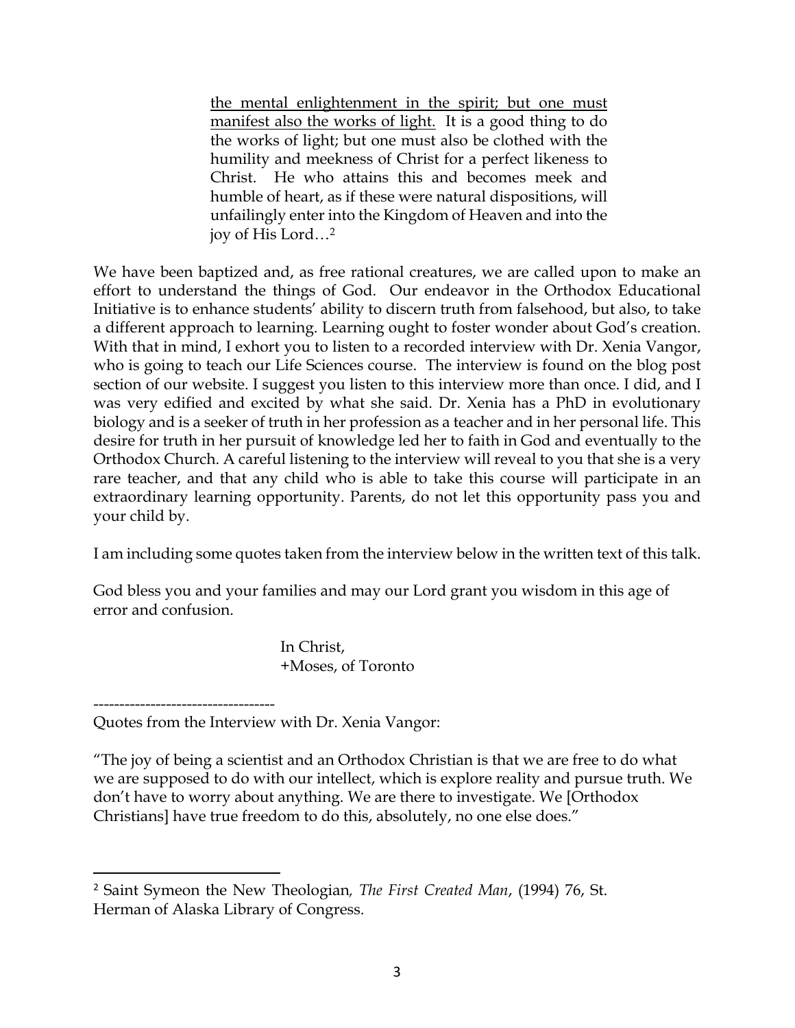> the mental enlightenment in the spirit; but one must manifest also the works of light. It is a good thing to do the works of light; but one must also be clothed with the humility and meekness of Christ for a perfect likeness to Christ. He who attains this and becomes meek and humble of heart, as if these were natural dispositions, will unfailingly enter into the Kingdom of Heaven and into the joy of His Lord…[2]

We have been baptized and, as free rational creatures, we are called upon to make an effort to understand the things of God. Our endeavor in the Orthodox Educational Initiative is to enhance students' ability to discern truth from falsehood, but also, to take a different approach to learning. Learning ought to foster wonder about God's creation. With that in mind, I exhort you to listen to a recorded interview with Dr. Xenia Vangor, who is going to teach our Life Sciences course. The interview is found on the blog post section of our website. I suggest you listen to this interview more than once. I did, and I was very edified and excited by what she said. Dr. Xenia has a PhD in evolutionary biology and is a seeker of truth in her profession as a teacher and in her personal life. This desire for truth in her pursuit of knowledge led her to faith in God and eventually to the Orthodox Church. A careful listening to the interview will reveal to you that she is a very rare teacher, and that any child who is able to take this course will participate in an extraordinary learning opportunity. Parents, do not let this opportunity pass you and your child by.

I am including some quotes taken from the interview below in the written text of this talk.

God bless you and your families and may our Lord grant you wisdom in this age of error and confusion.

In Christ,
+Moses, of Toronto

-----------------------------------

Quotes from the Interview with Dr. Xenia Vangor:

"The joy of being a scientist and an Orthodox Christian is that we are free to do what we are supposed to do with our intellect, which is explore reality and pursue truth. We don't have to worry about anything. We are there to investigate. We [Orthodox Christians] have true freedom to do this, absolutely, no one else does."

---

[2] Saint Symeon the New Theologian, *The First Created Man*, (1994) 76, St. Herman of Alaska Library of Congress.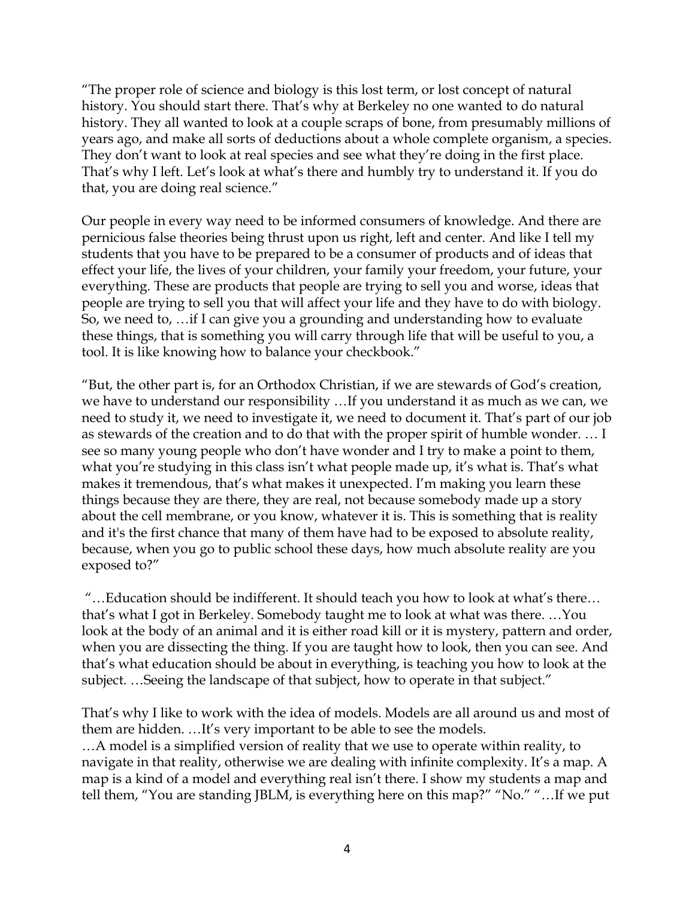"The proper role of science and biology is this lost term, or lost concept of natural history. You should start there. That's why at Berkeley no one wanted to do natural history. They all wanted to look at a couple scraps of bone, from presumably millions of years ago, and make all sorts of deductions about a whole complete organism, a species. They don't want to look at real species and see what they're doing in the first place. That's why I left. Let's look at what's there and humbly try to understand it. If you do that, you are doing real science."

Our people in every way need to be informed consumers of knowledge. And there are pernicious false theories being thrust upon us right, left and center. And like I tell my students that you have to be prepared to be a consumer of products and of ideas that effect your life, the lives of your children, your family your freedom, your future, your everything. These are products that people are trying to sell you and worse, ideas that people are trying to sell you that will affect your life and they have to do with biology. So, we need to, …if I can give you a grounding and understanding how to evaluate these things, that is something you will carry through life that will be useful to you, a tool. It is like knowing how to balance your checkbook."

"But, the other part is, for an Orthodox Christian, if we are stewards of God's creation, we have to understand our responsibility …If you understand it as much as we can, we need to study it, we need to investigate it, we need to document it. That's part of our job as stewards of the creation and to do that with the proper spirit of humble wonder. … I see so many young people who don't have wonder and I try to make a point to them, what you're studying in this class isn't what people made up, it's what is. That's what makes it tremendous, that's what makes it unexpected. I'm making you learn these things because they are there, they are real, not because somebody made up a story about the cell membrane, or you know, whatever it is. This is something that is reality and it's the first chance that many of them have had to be exposed to absolute reality, because, when you go to public school these days, how much absolute reality are you exposed to?"

"…Education should be indifferent. It should teach you how to look at what's there… that's what I got in Berkeley. Somebody taught me to look at what was there. …You look at the body of an animal and it is either road kill or it is mystery, pattern and order, when you are dissecting the thing. If you are taught how to look, then you can see. And that's what education should be about in everything, is teaching you how to look at the subject. …Seeing the landscape of that subject, how to operate in that subject."

That's why I like to work with the idea of models. Models are all around us and most of them are hidden. …It's very important to be able to see the models.
…A model is a simplified version of reality that we use to operate within reality, to navigate in that reality, otherwise we are dealing with infinite complexity. It's a map. A map is a kind of a model and everything real isn't there. I show my students a map and tell them, "You are standing JBLM, is everything here on this map?" "No." "…If we put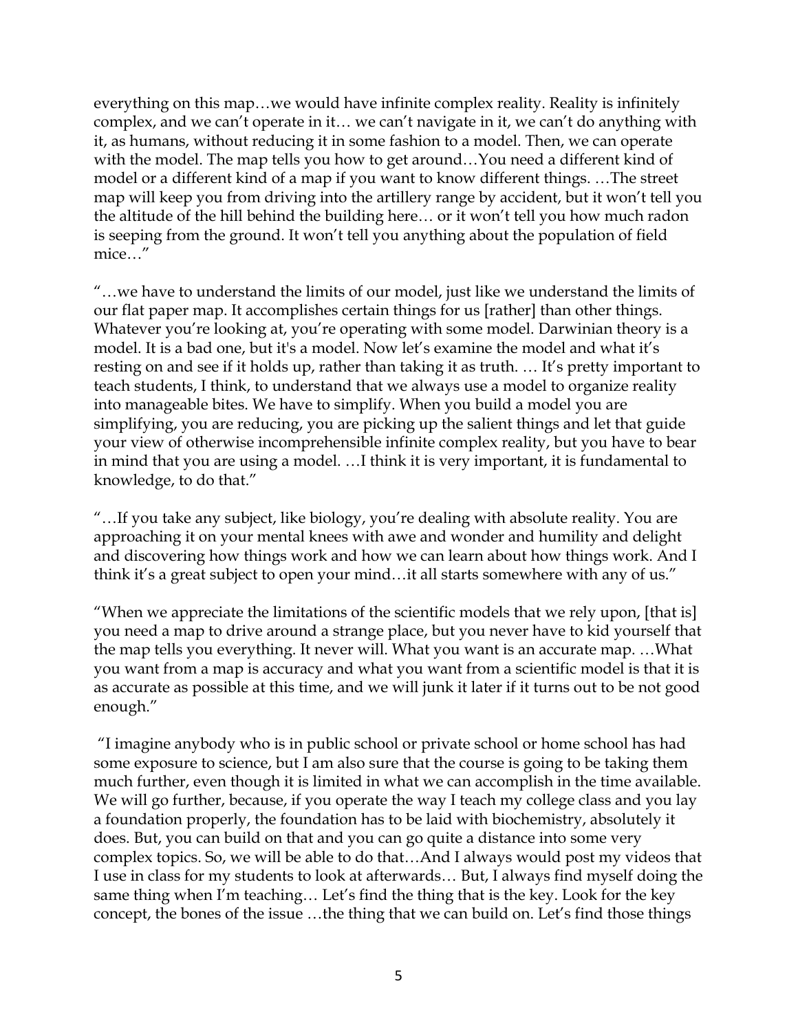everything on this map…we would have infinite complex reality. Reality is infinitely complex, and we can't operate in it… we can't navigate in it, we can't do anything with it, as humans, without reducing it in some fashion to a model. Then, we can operate with the model. The map tells you how to get around…You need a different kind of model or a different kind of a map if you want to know different things. …The street map will keep you from driving into the artillery range by accident, but it won't tell you the altitude of the hill behind the building here… or it won't tell you how much radon is seeping from the ground. It won't tell you anything about the population of field mice…"

"…we have to understand the limits of our model, just like we understand the limits of our flat paper map. It accomplishes certain things for us [rather] than other things. Whatever you're looking at, you're operating with some model. Darwinian theory is a model. It is a bad one, but it's a model. Now let's examine the model and what it's resting on and see if it holds up, rather than taking it as truth. … It's pretty important to teach students, I think, to understand that we always use a model to organize reality into manageable bites. We have to simplify. When you build a model you are simplifying, you are reducing, you are picking up the salient things and let that guide your view of otherwise incomprehensible infinite complex reality, but you have to bear in mind that you are using a model. …I think it is very important, it is fundamental to knowledge, to do that."

"…If you take any subject, like biology, you're dealing with absolute reality. You are approaching it on your mental knees with awe and wonder and humility and delight and discovering how things work and how we can learn about how things work. And I think it's a great subject to open your mind…it all starts somewhere with any of us."

"When we appreciate the limitations of the scientific models that we rely upon, [that is] you need a map to drive around a strange place, but you never have to kid yourself that the map tells you everything. It never will. What you want is an accurate map. …What you want from a map is accuracy and what you want from a scientific model is that it is as accurate as possible at this time, and we will junk it later if it turns out to be not good enough."

"I imagine anybody who is in public school or private school or home school has had some exposure to science, but I am also sure that the course is going to be taking them much further, even though it is limited in what we can accomplish in the time available. We will go further, because, if you operate the way I teach my college class and you lay a foundation properly, the foundation has to be laid with biochemistry, absolutely it does. But, you can build on that and you can go quite a distance into some very complex topics. So, we will be able to do that…And I always would post my videos that I use in class for my students to look at afterwards… But, I always find myself doing the same thing when I'm teaching… Let's find the thing that is the key. Look for the key concept, the bones of the issue …the thing that we can build on. Let's find those things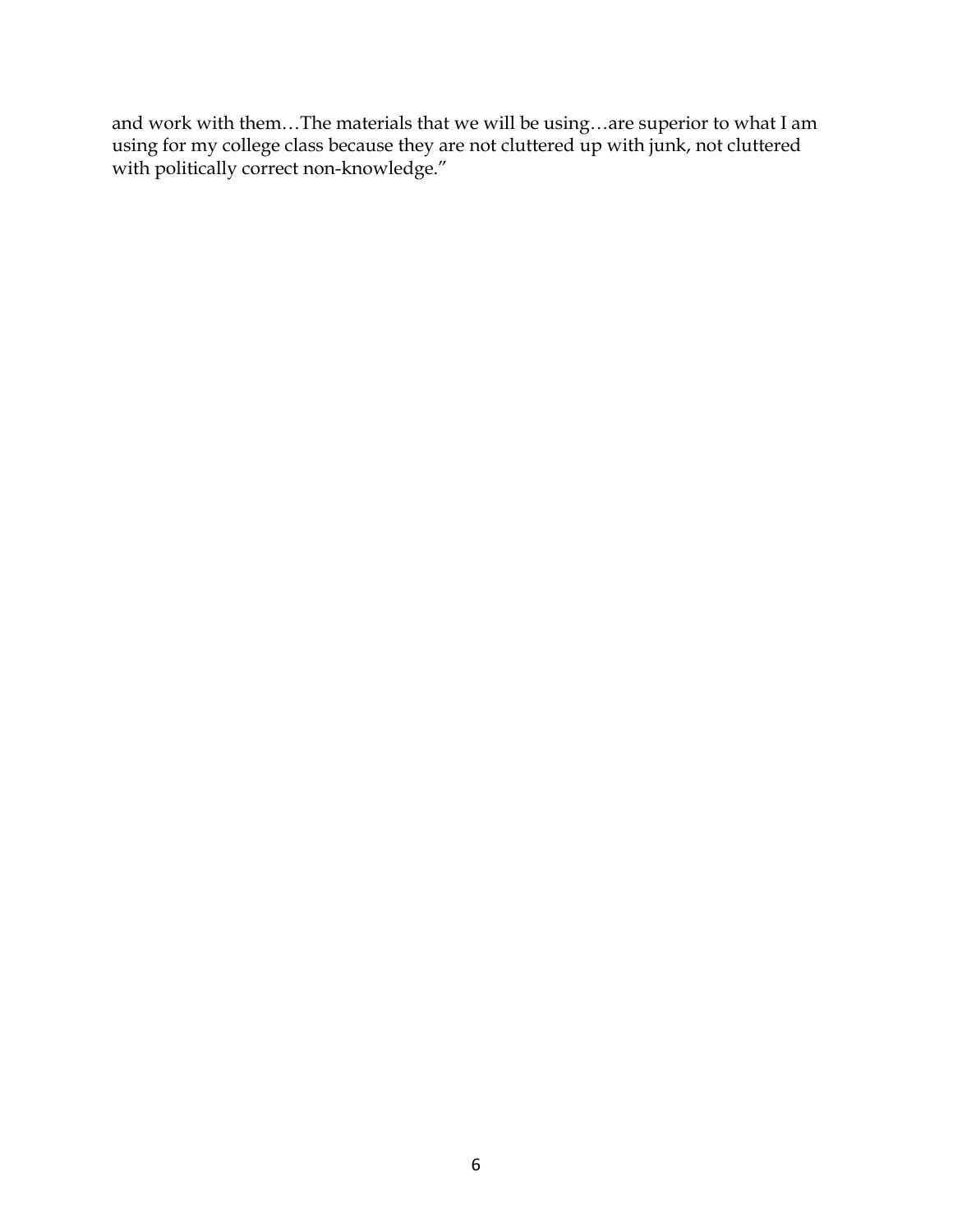and work with them…The materials that we will be using…are superior to what I am using for my college class because they are not cluttered up with junk, not cluttered with politically correct non-knowledge."